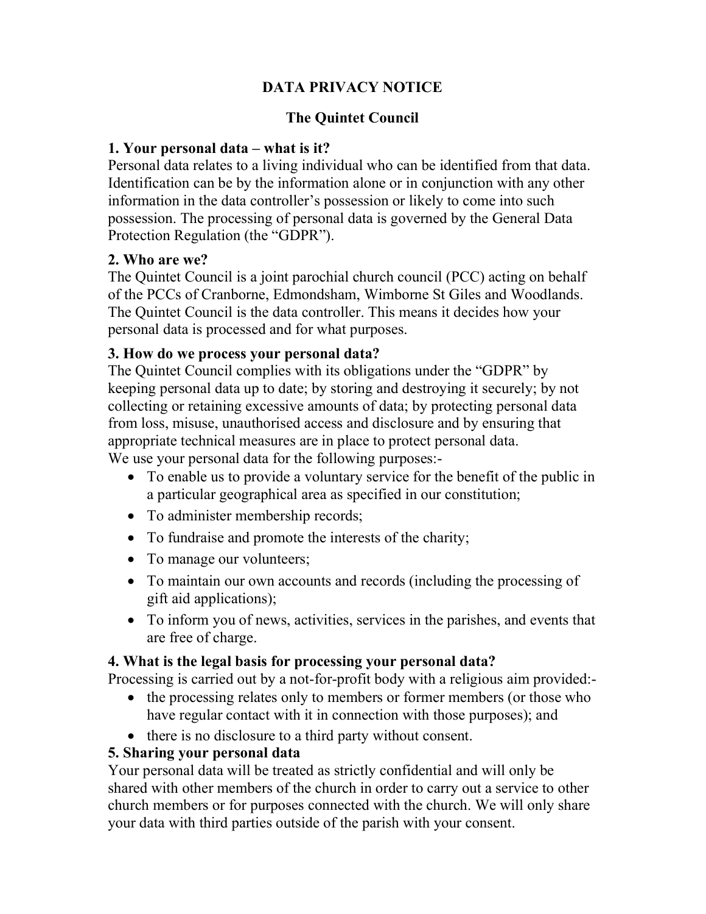# DATA PRIVACY NOTICE

## The Quintet Council

### 1. Your personal data – what is it?

Personal data relates to a living individual who can be identified from that data. Identification can be by the information alone or in conjunction with any other information in the data controller's possession or likely to come into such possession. The processing of personal data is governed by the General Data Protection Regulation (the "GDPR").

### 2. Who are we?

The Quintet Council is a joint parochial church council (PCC) acting on behalf of the PCCs of Cranborne, Edmondsham, Wimborne St Giles and Woodlands. The Quintet Council is the data controller. This means it decides how your personal data is processed and for what purposes.

### 3. How do we process your personal data?

The Quintet Council complies with its obligations under the "GDPR" by keeping personal data up to date; by storing and destroying it securely; by not collecting or retaining excessive amounts of data; by protecting personal data from loss, misuse, unauthorised access and disclosure and by ensuring that appropriate technical measures are in place to protect personal data.

We use your personal data for the following purposes:-

- To enable us to provide a voluntary service for the benefit of the public in a particular geographical area as specified in our constitution;
- To administer membership records;
- To fundraise and promote the interests of the charity;
- To manage our volunteers;
- To maintain our own accounts and records (including the processing of gift aid applications);
- To inform you of news, activities, services in the parishes, and events that are free of charge.

### 4. What is the legal basis for processing your personal data?

Processing is carried out by a not-for-profit body with a religious aim provided:-

- the processing relates only to members or former members (or those who have regular contact with it in connection with those purposes); and
- there is no disclosure to a third party without consent.

### 5. Sharing your personal data

Your personal data will be treated as strictly confidential and will only be shared with other members of the church in order to carry out a service to other church members or for purposes connected with the church. We will only share your data with third parties outside of the parish with your consent.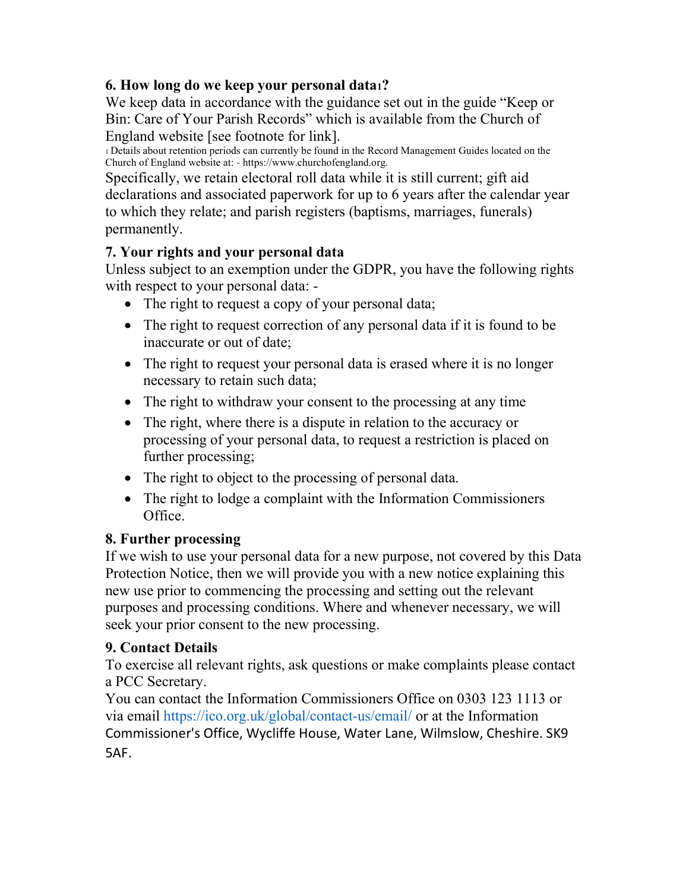### 6. How long do we keep your personal data[1]?

We keep data in accordance with the guidance set out in the guide "Keep or Bin: Care of Your Parish Records" which is available from the Church of England website [see footnote for link].

[1] Details about retention periods can currently be found in the Record Management Guides located on the Church of England website at: - https://www.churchofengland.org.

Specifically, we retain electoral roll data while it is still current; gift aid declarations and associated paperwork for up to 6 years after the calendar year to which they relate; and parish registers (baptisms, marriages, funerals) permanently.

### 7. Your rights and your personal data

Unless subject to an exemption under the GDPR, you have the following rights with respect to your personal data: -

- The right to request a copy of your personal data;
- The right to request correction of any personal data if it is found to be inaccurate or out of date;
- The right to request your personal data is erased where it is no longer necessary to retain such data;
- The right to withdraw your consent to the processing at any time
- The right, where there is a dispute in relation to the accuracy or processing of your personal data, to request a restriction is placed on further processing;
- The right to object to the processing of personal data.
- The right to lodge a complaint with the Information Commissioners Office.

### 8. Further processing

If we wish to use your personal data for a new purpose, not covered by this Data Protection Notice, then we will provide you with a new notice explaining this new use prior to commencing the processing and setting out the relevant purposes and processing conditions. Where and whenever necessary, we will seek your prior consent to the new processing.

### 9. Contact Details

To exercise all relevant rights, ask questions or make complaints please contact a PCC Secretary.

You can contact the Information Commissioners Office on 0303 123 1113 or via email https://ico.org.uk/global/contact-us/email/ or at the Information Commissioner's Office, Wycliffe House, Water Lane, Wilmslow, Cheshire. SK9 5AF.